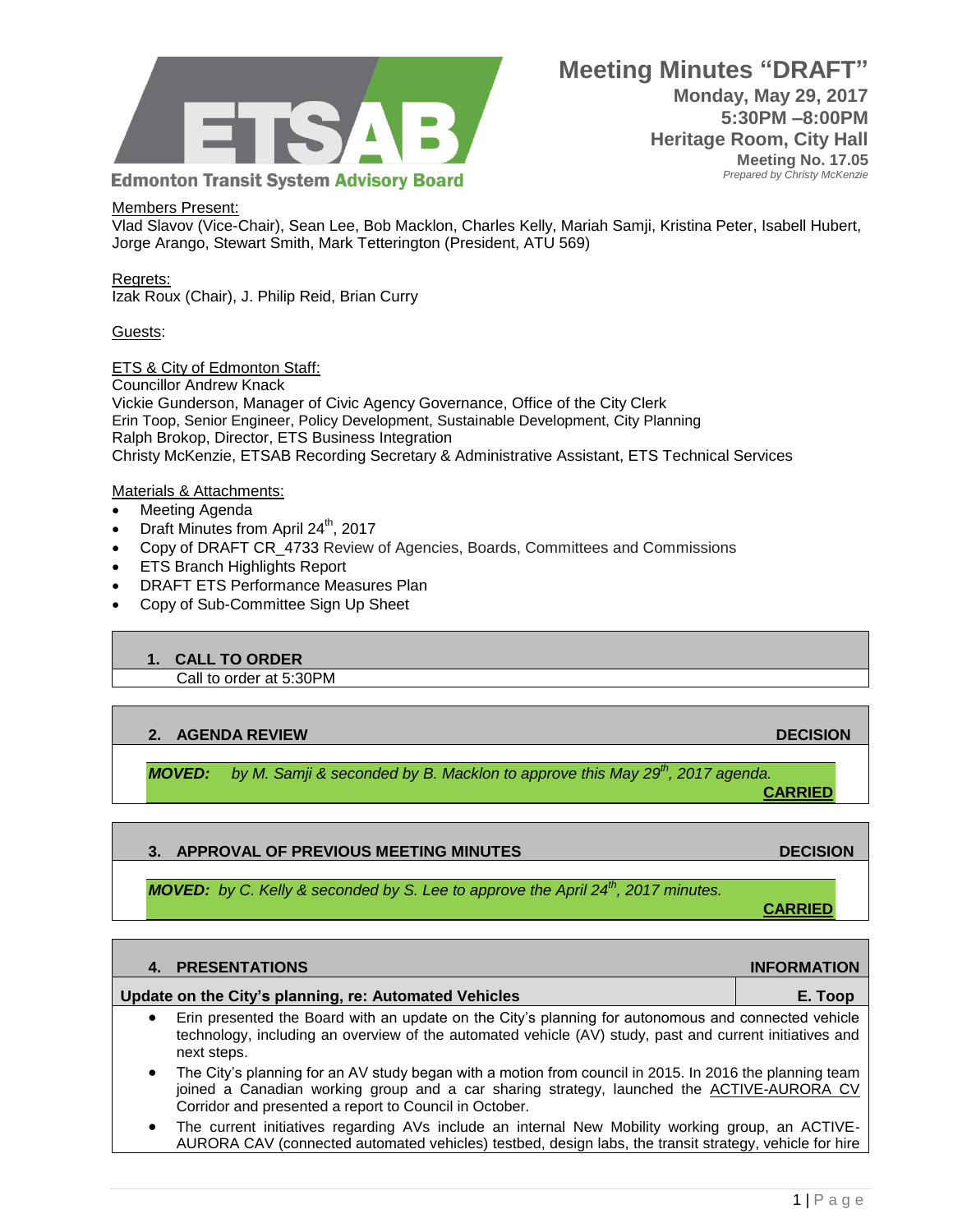**Edmonton Transit System Advisory Board**

# Meeting Minutes "DRAFT"

**Monday, May 29, 2017**
**5:30PM –8:00PM**
**Heritage Room, City Hall**
**Meeting No. 17.05**
*Prepared by Christy McKenzie*

Members Present:
Vlad Slavov (Vice-Chair), Sean Lee, Bob Macklon, Charles Kelly, Mariah Samji, Kristina Peter, Isabell Hubert, Jorge Arango, Stewart Smith, Mark Tetterington (President, ATU 569)

Regrets:
Izak Roux (Chair), J. Philip Reid, Brian Curry

Guests:

ETS & City of Edmonton Staff:
Councillor Andrew Knack
Vickie Gunderson, Manager of Civic Agency Governance, Office of the City Clerk
Erin Toop, Senior Engineer, Policy Development, Sustainable Development, City Planning
Ralph Brokop, Director, ETS Business Integration
Christy McKenzie, ETSAB Recording Secretary & Administrative Assistant, ETS Technical Services

Materials & Attachments:

- Meeting Agenda
- Draft Minutes from April 24th, 2017
- Copy of DRAFT CR_4733 Review of Agencies, Boards, Committees and Commissions
- ETS Branch Highlights Report
- DRAFT ETS Performance Measures Plan
- Copy of Sub-Committee Sign Up Sheet

## 1. CALL TO ORDER

Call to order at 5:30PM

## 2. AGENDA REVIEW — DECISION

***MOVED:*** *by M. Samji & seconded by B. Macklon to approve this May 29th, 2017 agenda.*
**CARRIED**

## 3. APPROVAL OF PREVIOUS MEETING MINUTES — DECISION

***MOVED:*** *by C. Kelly & seconded by S. Lee to approve the April 24th, 2017 minutes.*
**CARRIED**

## 4. PRESENTATIONS — INFORMATION

**Update on the City's planning, re: Automated Vehicles — E. Toop**

- Erin presented the Board with an update on the City's planning for autonomous and connected vehicle technology, including an overview of the automated vehicle (AV) study, past and current initiatives and next steps.
- The City's planning for an AV study began with a motion from council in 2015. In 2016 the planning team joined a Canadian working group and a car sharing strategy, launched the ACTIVE-AURORA CV Corridor and presented a report to Council in October.
- The current initiatives regarding AVs include an internal New Mobility working group, an ACTIVE-AURORA CAV (connected automated vehicles) testbed, design labs, the transit strategy, vehicle for hire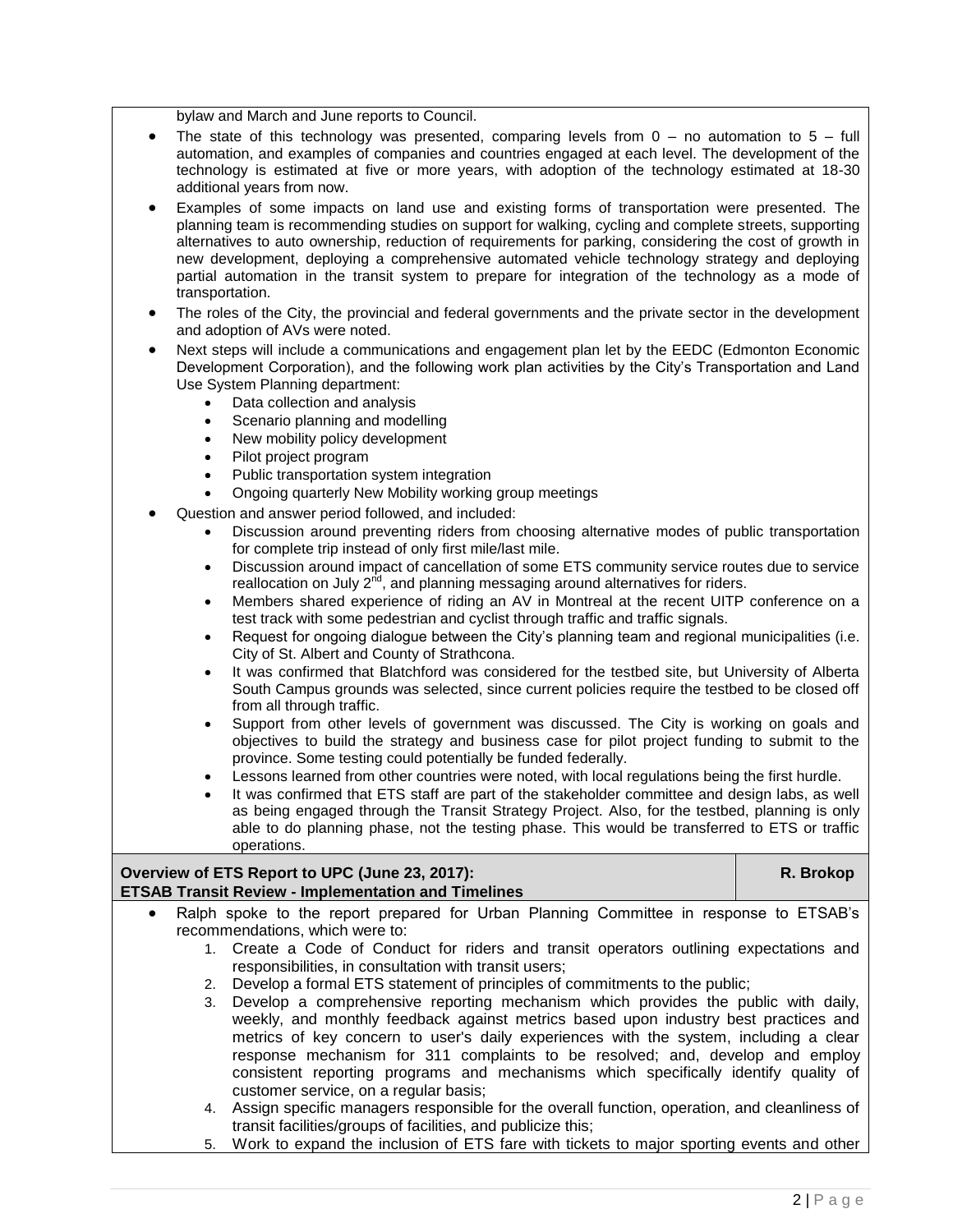bylaw and March and June reports to Council.

- The state of this technology was presented, comparing levels from 0 – no automation to 5 – full automation, and examples of companies and countries engaged at each level. The development of the technology is estimated at five or more years, with adoption of the technology estimated at 18-30 additional years from now.
- Examples of some impacts on land use and existing forms of transportation were presented. The planning team is recommending studies on support for walking, cycling and complete streets, supporting alternatives to auto ownership, reduction of requirements for parking, considering the cost of growth in new development, deploying a comprehensive automated vehicle technology strategy and deploying partial automation in the transit system to prepare for integration of the technology as a mode of transportation.
- The roles of the City, the provincial and federal governments and the private sector in the development and adoption of AVs were noted.
- Next steps will include a communications and engagement plan let by the EEDC (Edmonton Economic Development Corporation), and the following work plan activities by the City's Transportation and Land Use System Planning department:
  - Data collection and analysis
  - Scenario planning and modelling
  - New mobility policy development
  - Pilot project program
  - Public transportation system integration
  - Ongoing quarterly New Mobility working group meetings
- Question and answer period followed, and included:
  - Discussion around preventing riders from choosing alternative modes of public transportation for complete trip instead of only first mile/last mile.
  - Discussion around impact of cancellation of some ETS community service routes due to service reallocation on July 2nd, and planning messaging around alternatives for riders.
  - Members shared experience of riding an AV in Montreal at the recent UITP conference on a test track with some pedestrian and cyclist through traffic and traffic signals.
  - Request for ongoing dialogue between the City's planning team and regional municipalities (i.e. City of St. Albert and County of Strathcona.
  - It was confirmed that Blatchford was considered for the testbed site, but University of Alberta South Campus grounds was selected, since current policies require the testbed to be closed off from all through traffic.
  - Support from other levels of government was discussed. The City is working on goals and objectives to build the strategy and business case for pilot project funding to submit to the province. Some testing could potentially be funded federally.
  - Lessons learned from other countries were noted, with local regulations being the first hurdle.
  - It was confirmed that ETS staff are part of the stakeholder committee and design labs, as well as being engaged through the Transit Strategy Project. Also, for the testbed, planning is only able to do planning phase, not the testing phase. This would be transferred to ETS or traffic operations.

| **Overview of ETS Report to UPC (June 23, 2017): ETSAB Transit Review - Implementation and Timelines** | **R. Brokop** |
| --- | --- |

- Ralph spoke to the report prepared for Urban Planning Committee in response to ETSAB's recommendations, which were to:
  1. Create a Code of Conduct for riders and transit operators outlining expectations and responsibilities, in consultation with transit users;
  2. Develop a formal ETS statement of principles of commitments to the public;
  3. Develop a comprehensive reporting mechanism which provides the public with daily, weekly, and monthly feedback against metrics based upon industry best practices and metrics of key concern to user's daily experiences with the system, including a clear response mechanism for 311 complaints to be resolved; and, develop and employ consistent reporting programs and mechanisms which specifically identify quality of customer service, on a regular basis;
  4. Assign specific managers responsible for the overall function, operation, and cleanliness of transit facilities/groups of facilities, and publicize this;
  5. Work to expand the inclusion of ETS fare with tickets to major sporting events and other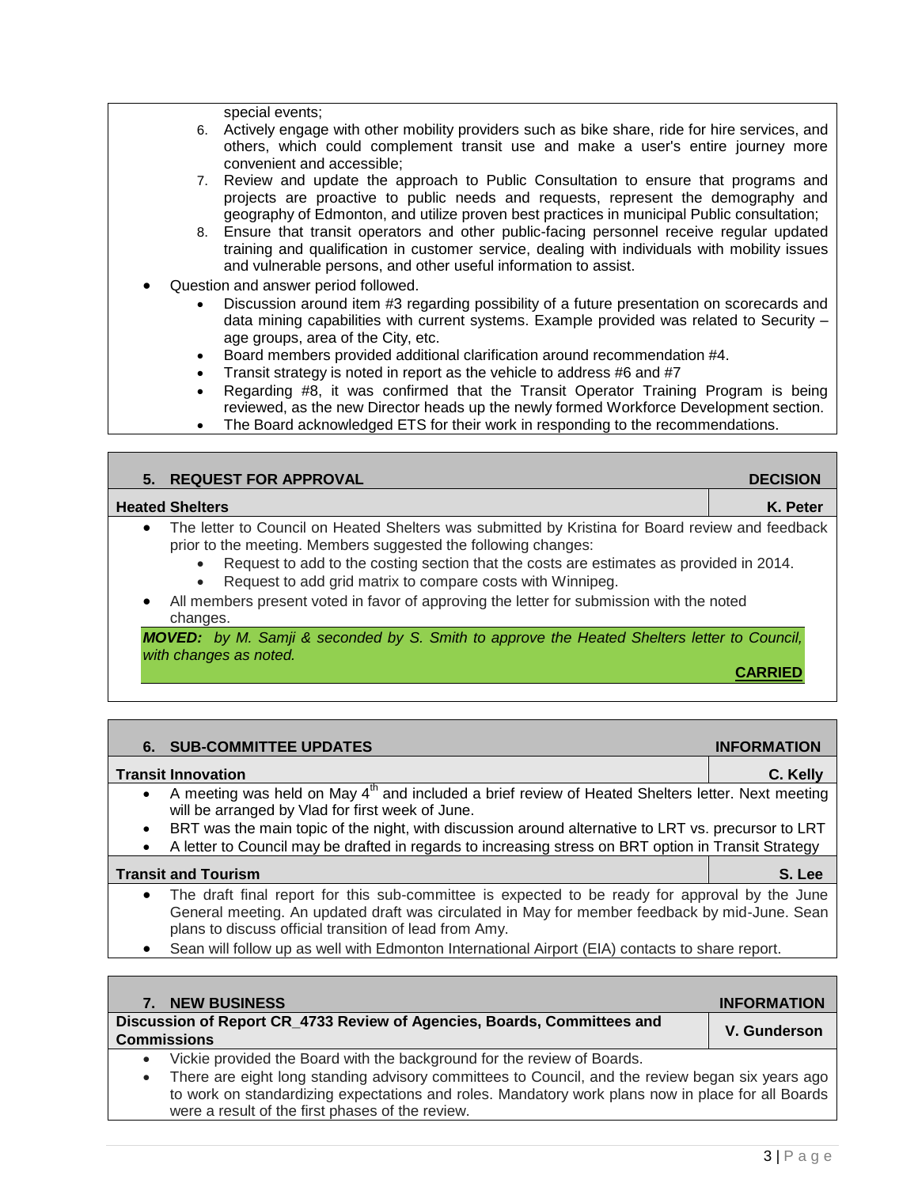special events;

6. Actively engage with other mobility providers such as bike share, ride for hire services, and others, which could complement transit use and make a user's entire journey more convenient and accessible;
7. Review and update the approach to Public Consultation to ensure that programs and projects are proactive to public needs and requests, represent the demography and geography of Edmonton, and utilize proven best practices in municipal Public consultation;
8. Ensure that transit operators and other public-facing personnel receive regular updated training and qualification in customer service, dealing with individuals with mobility issues and vulnerable persons, and other useful information to assist.

- Question and answer period followed.
  - Discussion around item #3 regarding possibility of a future presentation on scorecards and data mining capabilities with current systems. Example provided was related to Security – age groups, area of the City, etc.
  - Board members provided additional clarification around recommendation #4.
  - Transit strategy is noted in report as the vehicle to address #6 and #7
  - Regarding #8, it was confirmed that the Transit Operator Training Program is being reviewed, as the new Director heads up the newly formed Workforce Development section.
  - The Board acknowledged ETS for their work in responding to the recommendations.

## 5. REQUEST FOR APPROVAL — DECISION

**Heated Shelters** — **K. Peter**

- The letter to Council on Heated Shelters was submitted by Kristina for Board review and feedback prior to the meeting. Members suggested the following changes:
  - Request to add to the costing section that the costs are estimates as provided in 2014.
  - Request to add grid matrix to compare costs with Winnipeg.
- All members present voted in favor of approving the letter for submission with the noted changes.

***MOVED:** by M. Samji & seconded by S. Smith to approve the Heated Shelters letter to Council, with changes as noted.*

**CARRIED**

## 6. SUB-COMMITTEE UPDATES — INFORMATION

**Transit Innovation** — **C. Kelly**

- A meeting was held on May 4th and included a brief review of Heated Shelters letter. Next meeting will be arranged by Vlad for first week of June.
- BRT was the main topic of the night, with discussion around alternative to LRT vs. precursor to LRT
- A letter to Council may be drafted in regards to increasing stress on BRT option in Transit Strategy

**Transit and Tourism** — **S. Lee**

- The draft final report for this sub-committee is expected to be ready for approval by the June General meeting. An updated draft was circulated in May for member feedback by mid-June. Sean plans to discuss official transition of lead from Amy.
- Sean will follow up as well with Edmonton International Airport (EIA) contacts to share report.

## 7. NEW BUSINESS — INFORMATION

**Discussion of Report CR_4733 Review of Agencies, Boards, Committees and Commissions** — **V. Gunderson**

- Vickie provided the Board with the background for the review of Boards.
- There are eight long standing advisory committees to Council, and the review began six years ago to work on standardizing expectations and roles. Mandatory work plans now in place for all Boards were a result of the first phases of the review.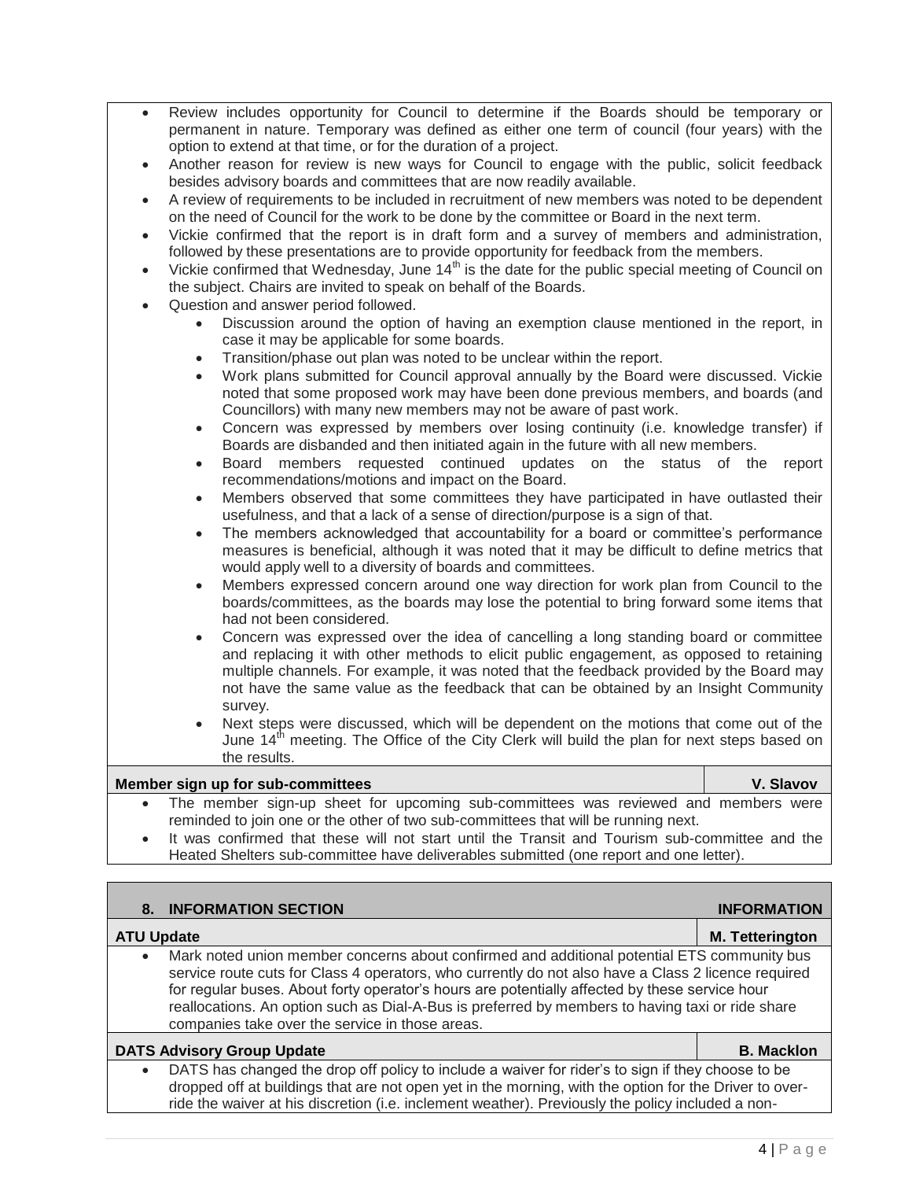- Review includes opportunity for Council to determine if the Boards should be temporary or permanent in nature. Temporary was defined as either one term of council (four years) with the option to extend at that time, or for the duration of a project.
- Another reason for review is new ways for Council to engage with the public, solicit feedback besides advisory boards and committees that are now readily available.
- A review of requirements to be included in recruitment of new members was noted to be dependent on the need of Council for the work to be done by the committee or Board in the next term.
- Vickie confirmed that the report is in draft form and a survey of members and administration, followed by these presentations are to provide opportunity for feedback from the members.
- Vickie confirmed that Wednesday, June 14th is the date for the public special meeting of Council on the subject. Chairs are invited to speak on behalf of the Boards.
- Question and answer period followed.
    - Discussion around the option of having an exemption clause mentioned in the report, in case it may be applicable for some boards.
    - Transition/phase out plan was noted to be unclear within the report.
    - Work plans submitted for Council approval annually by the Board were discussed. Vickie noted that some proposed work may have been done previous members, and boards (and Councillors) with many new members may not be aware of past work.
    - Concern was expressed by members over losing continuity (i.e. knowledge transfer) if Boards are disbanded and then initiated again in the future with all new members.
    - Board members requested continued updates on the status of the report recommendations/motions and impact on the Board.
    - Members observed that some committees they have participated in have outlasted their usefulness, and that a lack of a sense of direction/purpose is a sign of that.
    - The members acknowledged that accountability for a board or committee's performance measures is beneficial, although it was noted that it may be difficult to define metrics that would apply well to a diversity of boards and committees.
    - Members expressed concern around one way direction for work plan from Council to the boards/committees, as the boards may lose the potential to bring forward some items that had not been considered.
    - Concern was expressed over the idea of cancelling a long standing board or committee and replacing it with other methods to elicit public engagement, as opposed to retaining multiple channels. For example, it was noted that the feedback provided by the Board may not have the same value as the feedback that can be obtained by an Insight Community survey.
    - Next steps were discussed, which will be dependent on the motions that come out of the June 14th meeting. The Office of the City Clerk will build the plan for next steps based on the results.

| **Member sign up for sub-committees** | **V. Slavov** |
|---|---|

- The member sign-up sheet for upcoming sub-committees was reviewed and members were reminded to join one or the other of two sub-committees that will be running next.
- It was confirmed that these will not start until the Transit and Tourism sub-committee and the Heated Shelters sub-committee have deliverables submitted (one report and one letter).

| **8. INFORMATION SECTION** | **INFORMATION** |
|---|---|

| **ATU Update** | **M. Tetterington** |
|---|---|

- Mark noted union member concerns about confirmed and additional potential ETS community bus service route cuts for Class 4 operators, who currently do not also have a Class 2 licence required for regular buses. About forty operator's hours are potentially affected by these service hour reallocations. An option such as Dial-A-Bus is preferred by members to having taxi or ride share companies take over the service in those areas.

| **DATS Advisory Group Update** | **B. Macklon** |
|---|---|

- DATS has changed the drop off policy to include a waiver for rider's to sign if they choose to be dropped off at buildings that are not open yet in the morning, with the option for the Driver to over-ride the waiver at his discretion (i.e. inclement weather). Previously the policy included a non-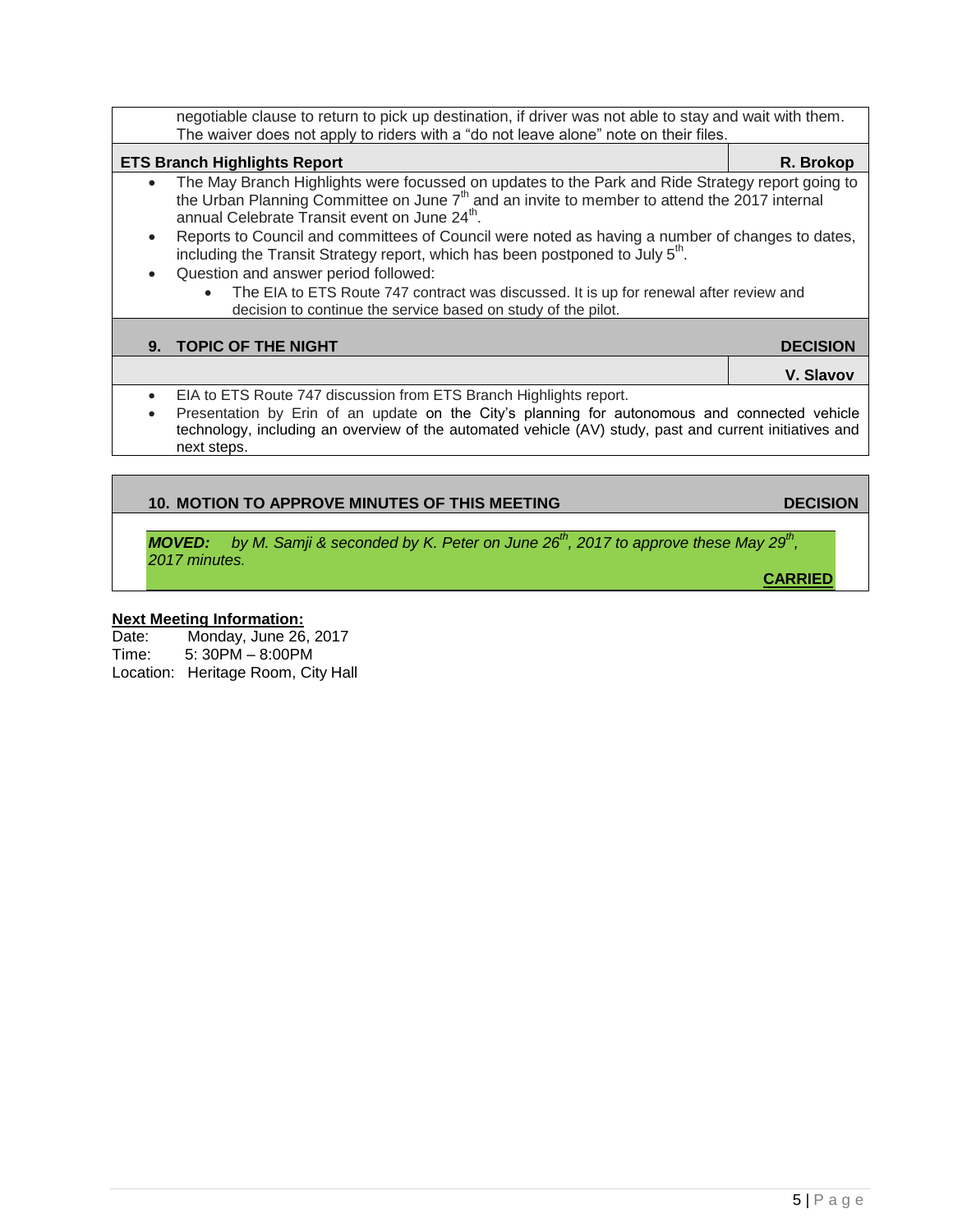negotiable clause to return to pick up destination, if driver was not able to stay and wait with them. The waiver does not apply to riders with a "do not leave alone" note on their files.

| **ETS Branch Highlights Report** | **R. Brokop** |
|---|---|

- The May Branch Highlights were focussed on updates to the Park and Ride Strategy report going to the Urban Planning Committee on June 7th and an invite to member to attend the 2017 internal annual Celebrate Transit event on June 24th.
- Reports to Council and committees of Council were noted as having a number of changes to dates, including the Transit Strategy report, which has been postponed to July 5th.
- Question and answer period followed:
  - The EIA to ETS Route 747 contract was discussed. It is up for renewal after review and decision to continue the service based on study of the pilot.

| **9. TOPIC OF THE NIGHT** | **DECISION** |
|---|---|
| | **V. Slavov** |

- EIA to ETS Route 747 discussion from ETS Branch Highlights report.
- Presentation by Erin of an update on the City's planning for autonomous and connected vehicle technology, including an overview of the automated vehicle (AV) study, past and current initiatives and next steps.

| **10. MOTION TO APPROVE MINUTES OF THIS MEETING** | **DECISION** |
|---|---|

***MOVED:*** *by M. Samji & seconded by K. Peter on June 26th, 2017 to approve these May 29th, 2017 minutes.*

**CARRIED**

**Next Meeting Information:**

Date: Monday, June 26, 2017
Time: 5: 30PM – 8:00PM
Location: Heritage Room, City Hall